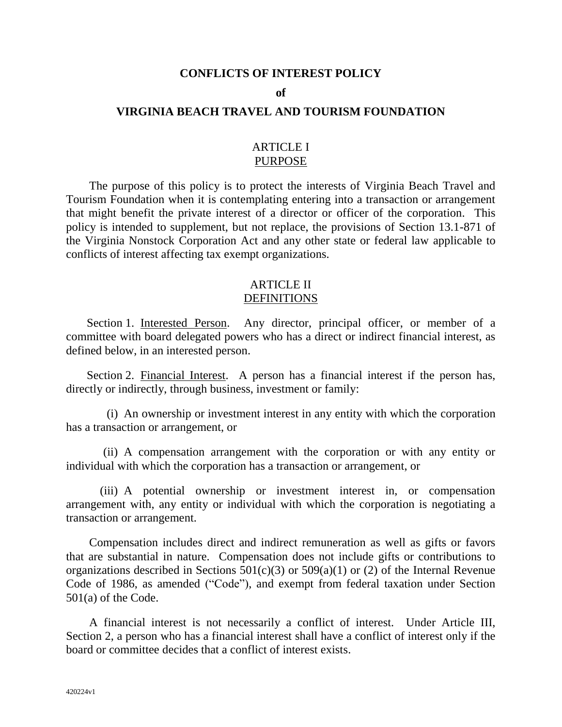# CONFLICTS OF INTEREST POLICY

**of**

# VIRGINIA BEACH TRAVEL AND TOURISM FOUNDATION

## ARTICLE I
## PURPOSE

The purpose of this policy is to protect the interests of Virginia Beach Travel and Tourism Foundation when it is contemplating entering into a transaction or arrangement that might benefit the private interest of a director or officer of the corporation. This policy is intended to supplement, but not replace, the provisions of Section 13.1-871 of the Virginia Nonstock Corporation Act and any other state or federal law applicable to conflicts of interest affecting tax exempt organizations.

## ARTICLE II
## DEFINITIONS

Section 1. Interested Person. Any director, principal officer, or member of a committee with board delegated powers who has a direct or indirect financial interest, as defined below, in an interested person.

Section 2. Financial Interest. A person has a financial interest if the person has, directly or indirectly, through business, investment or family:

(i) An ownership or investment interest in any entity with which the corporation has a transaction or arrangement, or

(ii) A compensation arrangement with the corporation or with any entity or individual with which the corporation has a transaction or arrangement, or

(iii) A potential ownership or investment interest in, or compensation arrangement with, any entity or individual with which the corporation is negotiating a transaction or arrangement.

Compensation includes direct and indirect remuneration as well as gifts or favors that are substantial in nature. Compensation does not include gifts or contributions to organizations described in Sections 501(c)(3) or 509(a)(1) or (2) of the Internal Revenue Code of 1986, as amended ("Code"), and exempt from federal taxation under Section 501(a) of the Code.

A financial interest is not necessarily a conflict of interest. Under Article III, Section 2, a person who has a financial interest shall have a conflict of interest only if the board or committee decides that a conflict of interest exists.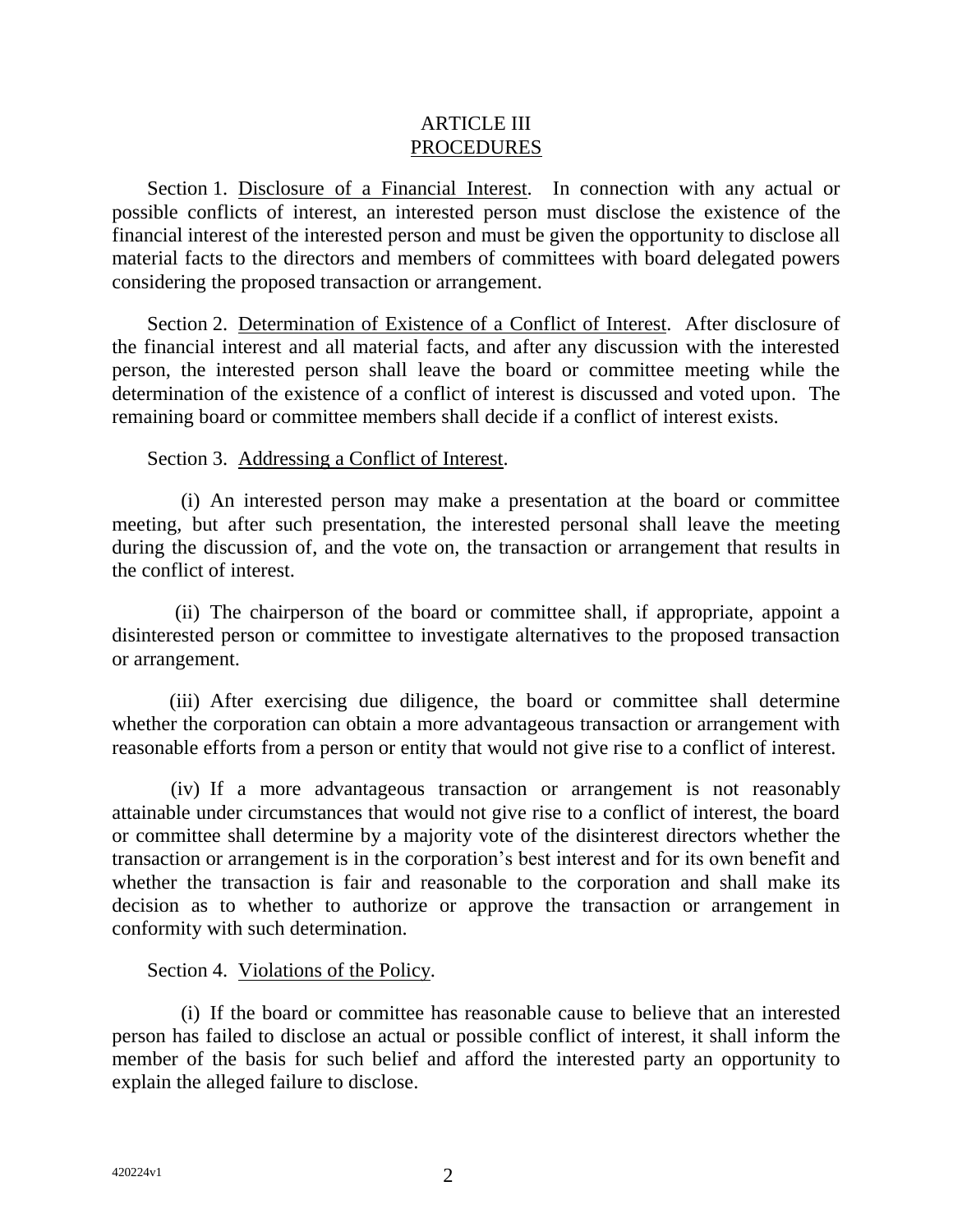# ARTICLE III
## PROCEDURES

Section 1. Disclosure of a Financial Interest. In connection with any actual or possible conflicts of interest, an interested person must disclose the existence of the financial interest of the interested person and must be given the opportunity to disclose all material facts to the directors and members of committees with board delegated powers considering the proposed transaction or arrangement.

Section 2. Determination of Existence of a Conflict of Interest. After disclosure of the financial interest and all material facts, and after any discussion with the interested person, the interested person shall leave the board or committee meeting while the determination of the existence of a conflict of interest is discussed and voted upon. The remaining board or committee members shall decide if a conflict of interest exists.

Section 3. Addressing a Conflict of Interest.

(i) An interested person may make a presentation at the board or committee meeting, but after such presentation, the interested personal shall leave the meeting during the discussion of, and the vote on, the transaction or arrangement that results in the conflict of interest.

(ii) The chairperson of the board or committee shall, if appropriate, appoint a disinterested person or committee to investigate alternatives to the proposed transaction or arrangement.

(iii) After exercising due diligence, the board or committee shall determine whether the corporation can obtain a more advantageous transaction or arrangement with reasonable efforts from a person or entity that would not give rise to a conflict of interest.

(iv) If a more advantageous transaction or arrangement is not reasonably attainable under circumstances that would not give rise to a conflict of interest, the board or committee shall determine by a majority vote of the disinterest directors whether the transaction or arrangement is in the corporation's best interest and for its own benefit and whether the transaction is fair and reasonable to the corporation and shall make its decision as to whether to authorize or approve the transaction or arrangement in conformity with such determination.

Section 4. Violations of the Policy.

(i) If the board or committee has reasonable cause to believe that an interested person has failed to disclose an actual or possible conflict of interest, it shall inform the member of the basis for such belief and afford the interested party an opportunity to explain the alleged failure to disclose.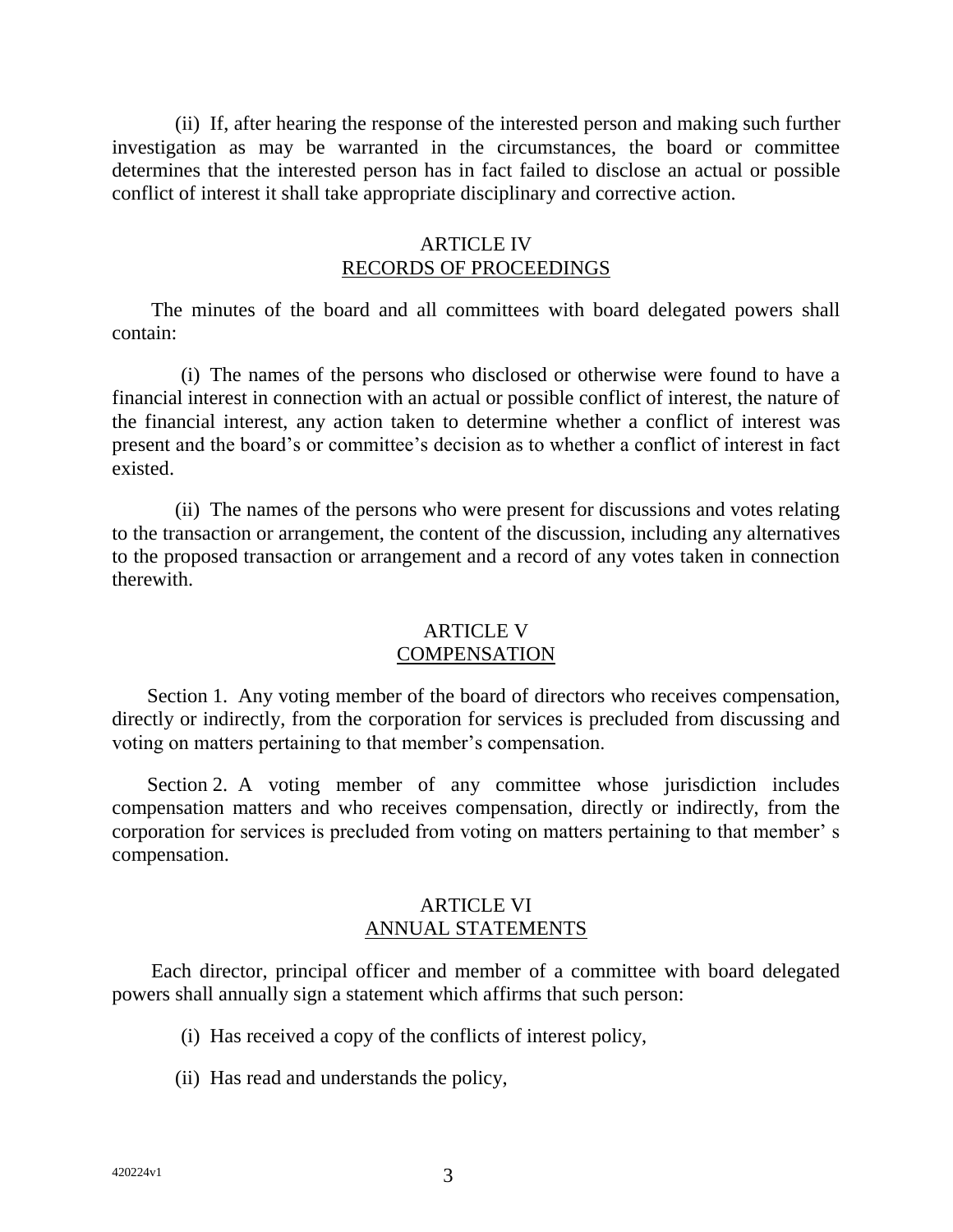(ii) If, after hearing the response of the interested person and making such further investigation as may be warranted in the circumstances, the board or committee determines that the interested person has in fact failed to disclose an actual or possible conflict of interest it shall take appropriate disciplinary and corrective action.

## ARTICLE IV
## RECORDS OF PROCEEDINGS

The minutes of the board and all committees with board delegated powers shall contain:

(i) The names of the persons who disclosed or otherwise were found to have a financial interest in connection with an actual or possible conflict of interest, the nature of the financial interest, any action taken to determine whether a conflict of interest was present and the board's or committee's decision as to whether a conflict of interest in fact existed.

(ii) The names of the persons who were present for discussions and votes relating to the transaction or arrangement, the content of the discussion, including any alternatives to the proposed transaction or arrangement and a record of any votes taken in connection therewith.

## ARTICLE V
## COMPENSATION

Section 1. Any voting member of the board of directors who receives compensation, directly or indirectly, from the corporation for services is precluded from discussing and voting on matters pertaining to that member's compensation.

Section 2. A voting member of any committee whose jurisdiction includes compensation matters and who receives compensation, directly or indirectly, from the corporation for services is precluded from voting on matters pertaining to that member' s compensation.

## ARTICLE VI
## ANNUAL STATEMENTS

Each director, principal officer and member of a committee with board delegated powers shall annually sign a statement which affirms that such person:

(i) Has received a copy of the conflicts of interest policy,

(ii) Has read and understands the policy,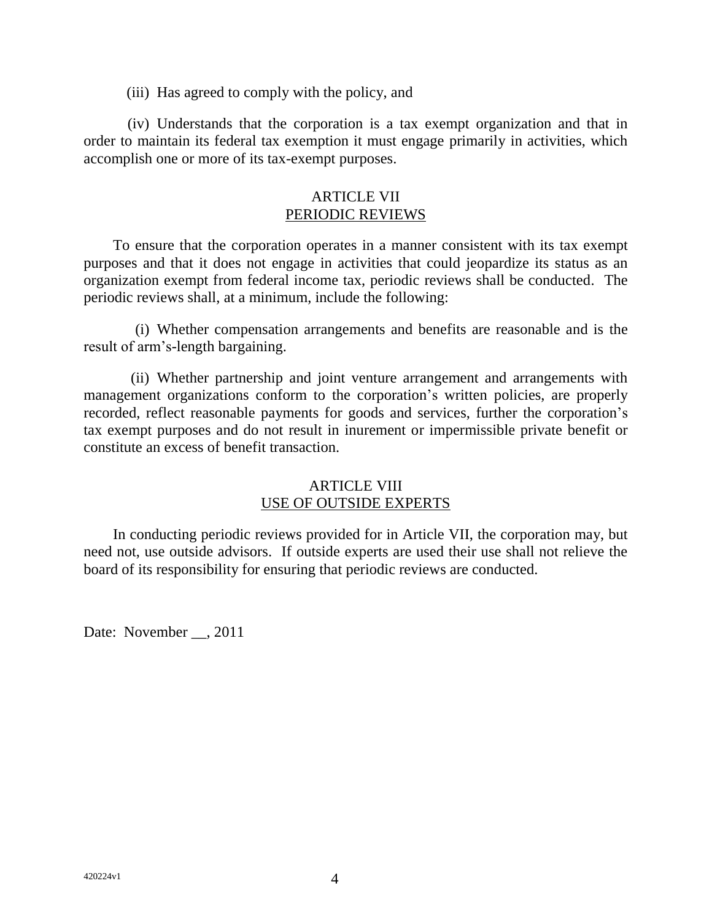(iii) Has agreed to comply with the policy, and

(iv) Understands that the corporation is a tax exempt organization and that in order to maintain its federal tax exemption it must engage primarily in activities, which accomplish one or more of its tax-exempt purposes.

## ARTICLE VII
## PERIODIC REVIEWS

To ensure that the corporation operates in a manner consistent with its tax exempt purposes and that it does not engage in activities that could jeopardize its status as an organization exempt from federal income tax, periodic reviews shall be conducted. The periodic reviews shall, at a minimum, include the following:

(i) Whether compensation arrangements and benefits are reasonable and is the result of arm's-length bargaining.

(ii) Whether partnership and joint venture arrangement and arrangements with management organizations conform to the corporation's written policies, are properly recorded, reflect reasonable payments for goods and services, further the corporation's tax exempt purposes and do not result in inurement or impermissible private benefit or constitute an excess of benefit transaction.

## ARTICLE VIII
## USE OF OUTSIDE EXPERTS

In conducting periodic reviews provided for in Article VII, the corporation may, but need not, use outside advisors. If outside experts are used their use shall not relieve the board of its responsibility for ensuring that periodic reviews are conducted.

Date: November __, 2011

420224v1